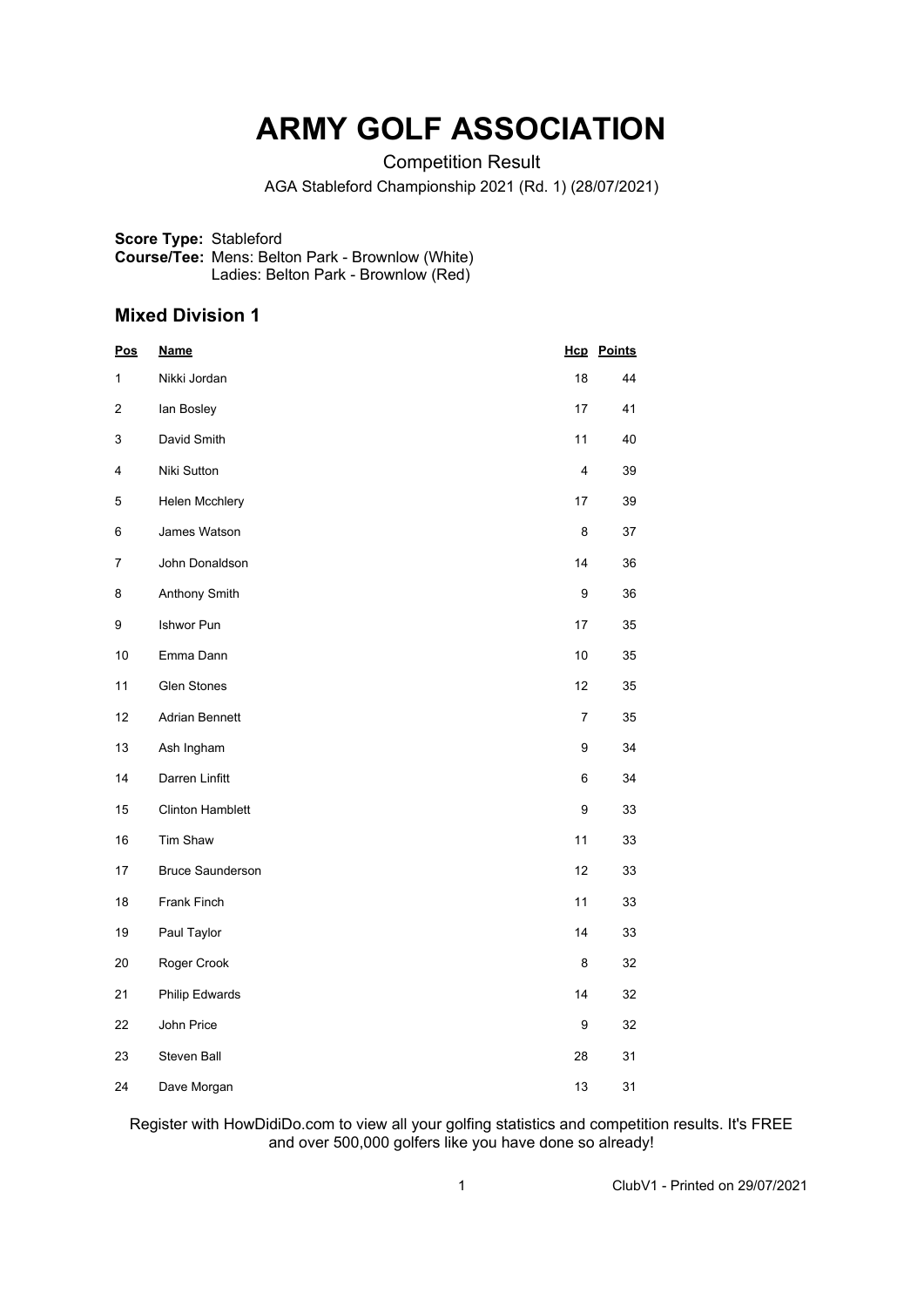# ARMY GOLF ASSOCIATION

Competition Result

AGA Stableford Championship 2021 (Rd. 1) (28/07/2021)

**Score Type:** Stableford
**Course/Tee:** Mens: Belton Park - Brownlow (White)
Ladies: Belton Park - Brownlow (Red)

## Mixed Division 1

| Pos | Name | Hcp | Points |
|---|---|---|---|
| 1 | Nikki Jordan | 18 | 44 |
| 2 | Ian Bosley | 17 | 41 |
| 3 | David Smith | 11 | 40 |
| 4 | Niki Sutton | 4 | 39 |
| 5 | Helen Mcchlery | 17 | 39 |
| 6 | James Watson | 8 | 37 |
| 7 | John Donaldson | 14 | 36 |
| 8 | Anthony Smith | 9 | 36 |
| 9 | Ishwor Pun | 17 | 35 |
| 10 | Emma Dann | 10 | 35 |
| 11 | Glen Stones | 12 | 35 |
| 12 | Adrian Bennett | 7 | 35 |
| 13 | Ash Ingham | 9 | 34 |
| 14 | Darren Linfitt | 6 | 34 |
| 15 | Clinton Hamblett | 9 | 33 |
| 16 | Tim Shaw | 11 | 33 |
| 17 | Bruce Saunderson | 12 | 33 |
| 18 | Frank Finch | 11 | 33 |
| 19 | Paul Taylor | 14 | 33 |
| 20 | Roger Crook | 8 | 32 |
| 21 | Philip Edwards | 14 | 32 |
| 22 | John Price | 9 | 32 |
| 23 | Steven Ball | 28 | 31 |
| 24 | Dave Morgan | 13 | 31 |

Register with HowDidiDo.com to view all your golfing statistics and competition results. It's FREE and over 500,000 golfers like you have done so already!

ClubV1 - Printed on 29/07/2021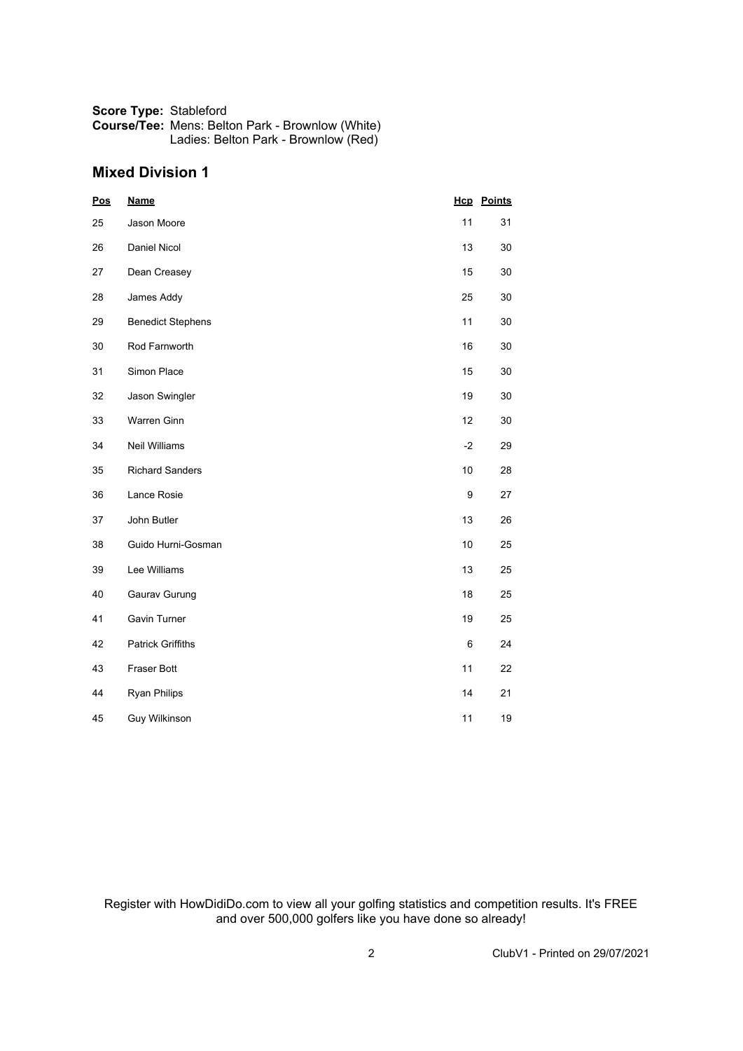**Score Type:** Stableford
**Course/Tee:** Mens: Belton Park - Brownlow (White)
Ladies: Belton Park - Brownlow (Red)

## Mixed Division 1

| Pos | Name | Hcp | Points |
| --- | --- | --- | --- |
| 25 | Jason Moore | 11 | 31 |
| 26 | Daniel Nicol | 13 | 30 |
| 27 | Dean Creasey | 15 | 30 |
| 28 | James Addy | 25 | 30 |
| 29 | Benedict Stephens | 11 | 30 |
| 30 | Rod Farnworth | 16 | 30 |
| 31 | Simon Place | 15 | 30 |
| 32 | Jason Swingler | 19 | 30 |
| 33 | Warren Ginn | 12 | 30 |
| 34 | Neil Williams | -2 | 29 |
| 35 | Richard Sanders | 10 | 28 |
| 36 | Lance Rosie | 9 | 27 |
| 37 | John Butler | 13 | 26 |
| 38 | Guido Hurni-Gosman | 10 | 25 |
| 39 | Lee Williams | 13 | 25 |
| 40 | Gaurav Gurung | 18 | 25 |
| 41 | Gavin Turner | 19 | 25 |
| 42 | Patrick Griffiths | 6 | 24 |
| 43 | Fraser Bott | 11 | 22 |
| 44 | Ryan Philips | 14 | 21 |
| 45 | Guy Wilkinson | 11 | 19 |

Register with HowDidiDo.com to view all your golfing statistics and competition results. It's FREE and over 500,000 golfers like you have done so already!

ClubV1 - Printed on 29/07/2021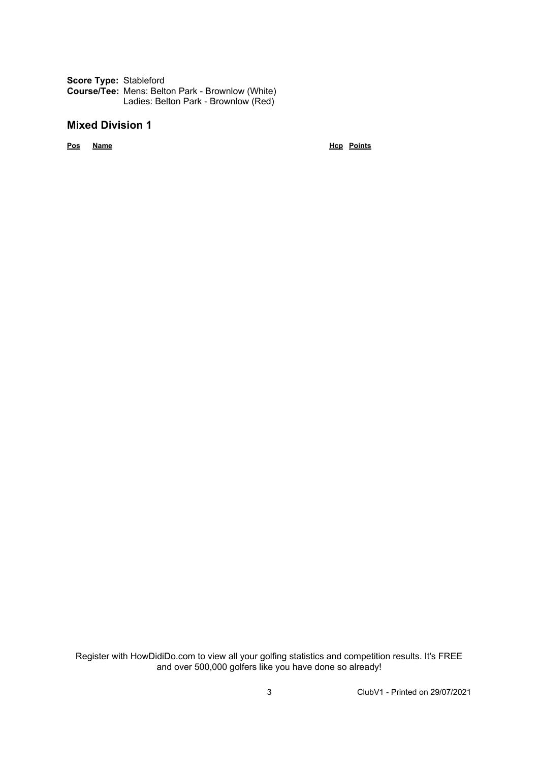**Score Type:** Stableford
**Course/Tee:** Mens: Belton Park - Brownlow (White)
Ladies: Belton Park - Brownlow (Red)

## Mixed Division 1

| Pos | Name | Hcp | Points |
|---|---|---|---|

Register with HowDidiDo.com to view all your golfing statistics and competition results. It's FREE and over 500,000 golfers like you have done so already!

ClubV1 - Printed on 29/07/2021